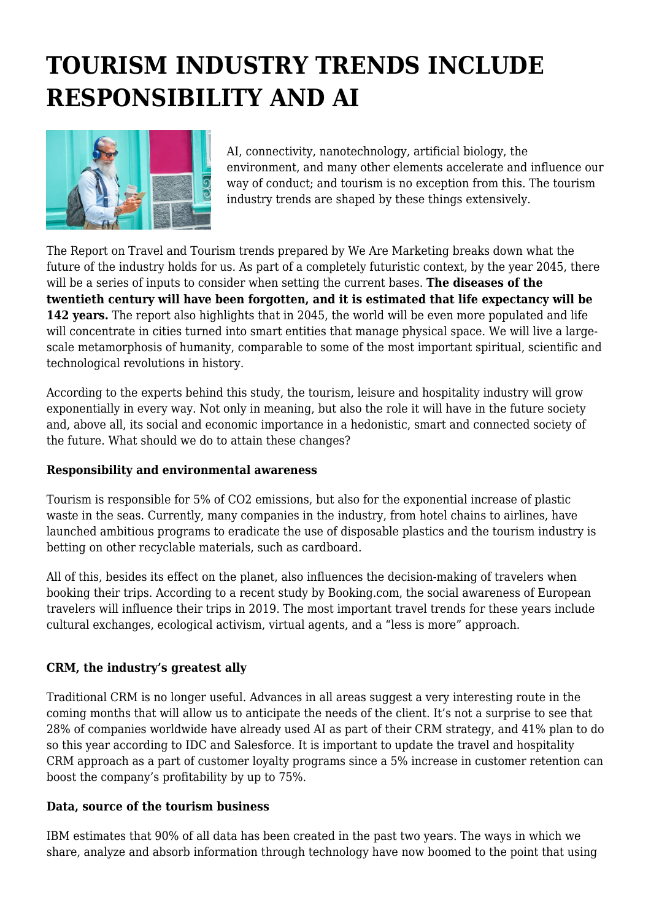# TOURISM INDUSTRY TRENDS INCLUDE RESPONSIBILITY AND AI

AI, connectivity, nanotechnology, artificial biology, the environment, and many other elements accelerate and influence our way of conduct; and tourism is no exception from this. The tourism industry trends are shaped by these things extensively.

The Report on Travel and Tourism trends prepared by We Are Marketing breaks down what the future of the industry holds for us. As part of a completely futuristic context, by the year 2045, there will be a series of inputs to consider when setting the current bases. **The diseases of the twentieth century will have been forgotten, and it is estimated that life expectancy will be 142 years.** The report also highlights that in 2045, the world will be even more populated and life will concentrate in cities turned into smart entities that manage physical space. We will live a large-scale metamorphosis of humanity, comparable to some of the most important spiritual, scientific and technological revolutions in history.

According to the experts behind this study, the tourism, leisure and hospitality industry will grow exponentially in every way. Not only in meaning, but also the role it will have in the future society and, above all, its social and economic importance in a hedonistic, smart and connected society of the future. What should we do to attain these changes?

**Responsibility and environmental awareness**

Tourism is responsible for 5% of $CO_2$ emissions, but also for the exponential increase of plastic waste in the seas. Currently, many companies in the industry, from hotel chains to airlines, have launched ambitious programs to eradicate the use of disposable plastics and the tourism industry is betting on other recyclable materials, such as cardboard.

All of this, besides its effect on the planet, also influences the decision-making of travelers when booking their trips. According to a recent study by Booking.com, the social awareness of European travelers will influence their trips in 2019. The most important travel trends for these years include cultural exchanges, ecological activism, virtual agents, and a "less is more" approach.

**CRM, the industry's greatest ally**

Traditional CRM is no longer useful. Advances in all areas suggest a very interesting route in the coming months that will allow us to anticipate the needs of the client. It's not a surprise to see that 28% of companies worldwide have already used AI as part of their CRM strategy, and 41% plan to do so this year according to IDC and Salesforce. It is important to update the travel and hospitality CRM approach as a part of customer loyalty programs since a 5% increase in customer retention can boost the company's profitability by up to 75%.

**Data, source of the tourism business**

IBM estimates that 90% of all data has been created in the past two years. The ways in which we share, analyze and absorb information through technology have now boomed to the point that using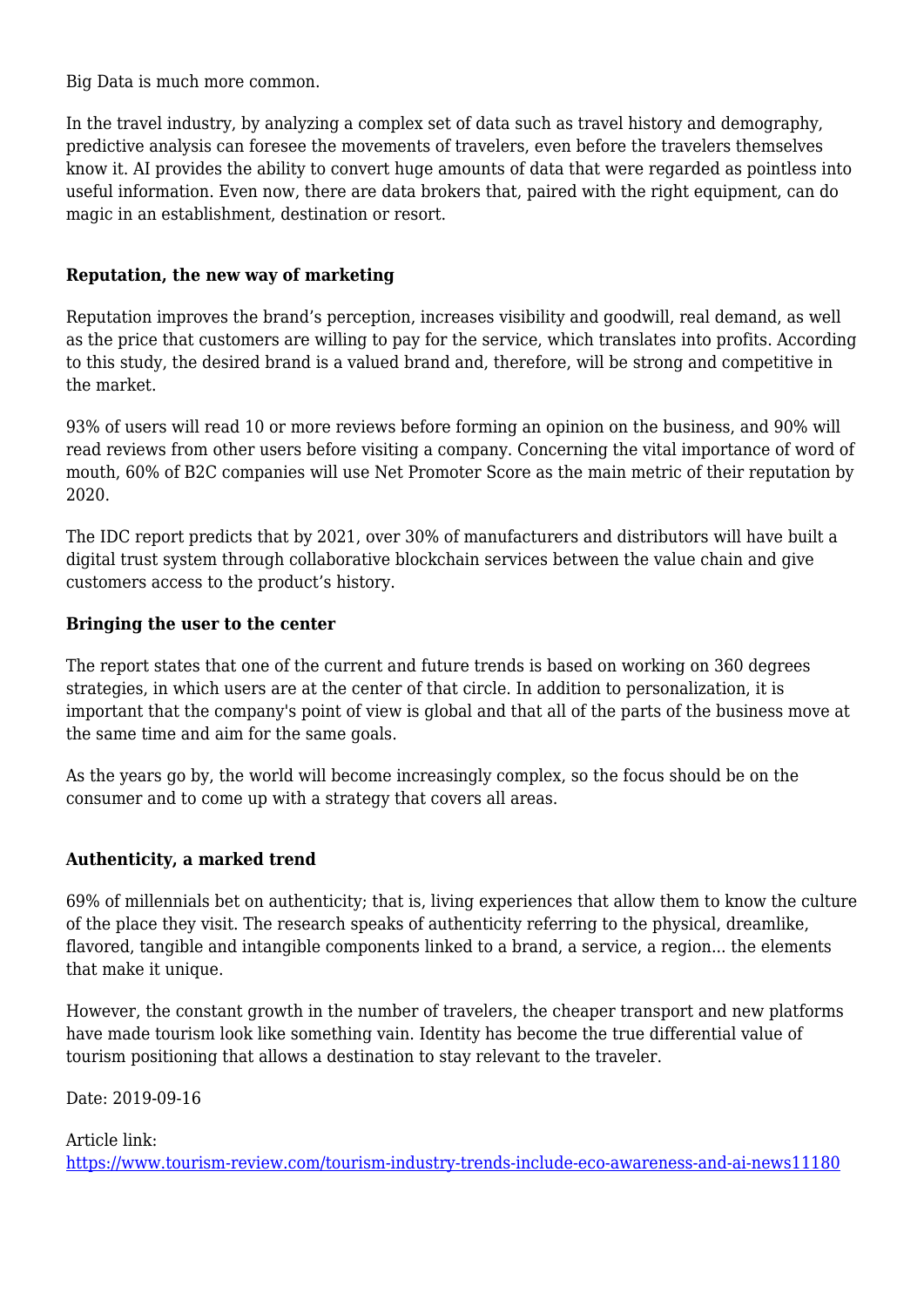Big Data is much more common.

In the travel industry, by analyzing a complex set of data such as travel history and demography, predictive analysis can foresee the movements of travelers, even before the travelers themselves know it. AI provides the ability to convert huge amounts of data that were regarded as pointless into useful information. Even now, there are data brokers that, paired with the right equipment, can do magic in an establishment, destination or resort.

**Reputation, the new way of marketing**

Reputation improves the brand's perception, increases visibility and goodwill, real demand, as well as the price that customers are willing to pay for the service, which translates into profits. According to this study, the desired brand is a valued brand and, therefore, will be strong and competitive in the market.

93% of users will read 10 or more reviews before forming an opinion on the business, and 90% will read reviews from other users before visiting a company. Concerning the vital importance of word of mouth, 60% of B2C companies will use Net Promoter Score as the main metric of their reputation by 2020.

The IDC report predicts that by 2021, over 30% of manufacturers and distributors will have built a digital trust system through collaborative blockchain services between the value chain and give customers access to the product's history.

**Bringing the user to the center**

The report states that one of the current and future trends is based on working on 360 degrees strategies, in which users are at the center of that circle. In addition to personalization, it is important that the company's point of view is global and that all of the parts of the business move at the same time and aim for the same goals.

As the years go by, the world will become increasingly complex, so the focus should be on the consumer and to come up with a strategy that covers all areas.

**Authenticity, a marked trend**

69% of millennials bet on authenticity; that is, living experiences that allow them to know the culture of the place they visit. The research speaks of authenticity referring to the physical, dreamlike, flavored, tangible and intangible components linked to a brand, a service, a region... the elements that make it unique.

However, the constant growth in the number of travelers, the cheaper transport and new platforms have made tourism look like something vain. Identity has become the true differential value of tourism positioning that allows a destination to stay relevant to the traveler.

Date: 2019-09-16

Article link:
https://www.tourism-review.com/tourism-industry-trends-include-eco-awareness-and-ai-news11180